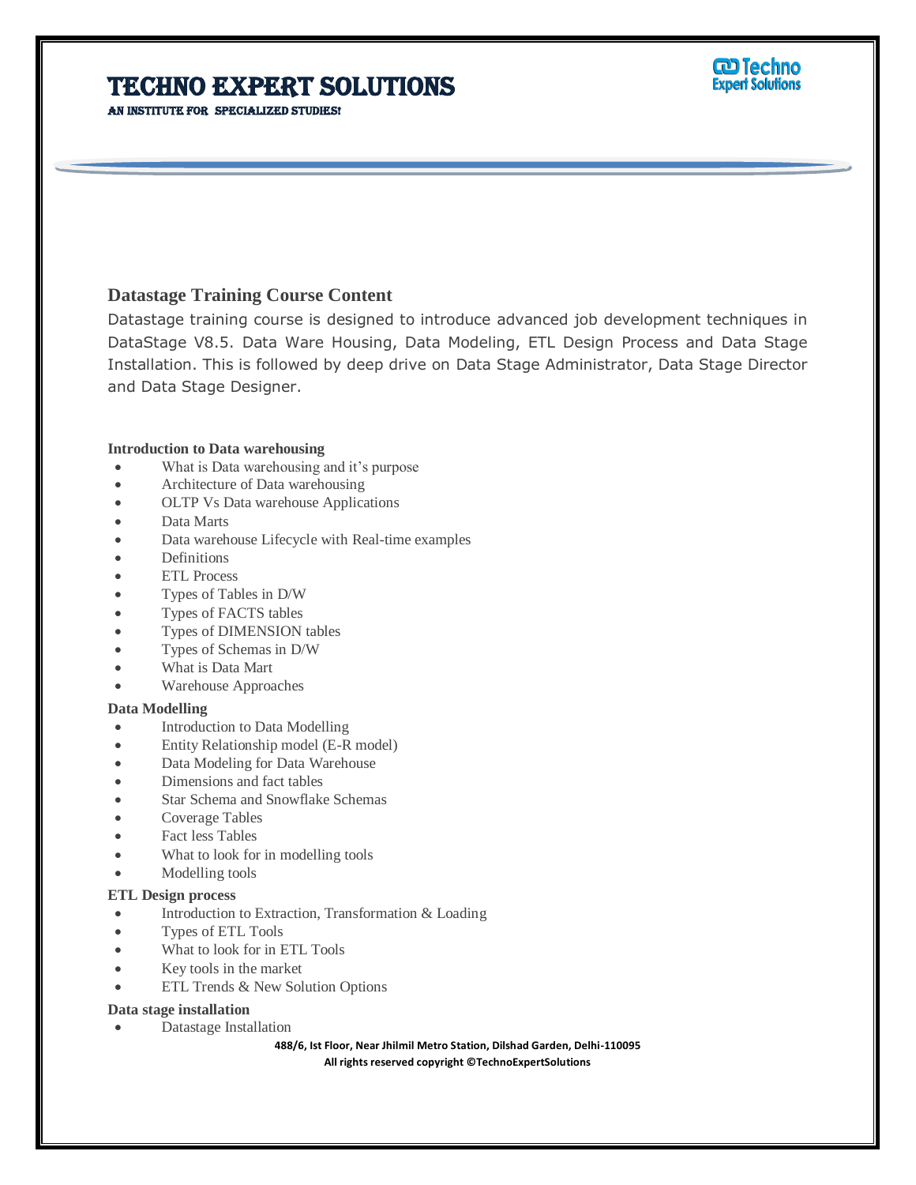# TECHNO EXPERT SOLUTIONS

AN INSTITUTE FOR SPECIALIZED STUDIES!

## Datastage Training Course Content

Datastage training course is designed to introduce advanced job development techniques in DataStage V8.5. Data Ware Housing, Data Modeling, ETL Design Process and Data Stage Installation. This is followed by deep drive on Data Stage Administrator, Data Stage Director and Data Stage Designer.

**Introduction to Data warehousing**

- What is Data warehousing and it's purpose
- Architecture of Data warehousing
- OLTP Vs Data warehouse Applications
- Data Marts
- Data warehouse Lifecycle with Real-time examples
- Definitions
- ETL Process
- Types of Tables in D/W
- Types of FACTS tables
- Types of DIMENSION tables
- Types of Schemas in D/W
- What is Data Mart
- Warehouse Approaches

**Data Modelling**

- Introduction to Data Modelling
- Entity Relationship model (E-R model)
- Data Modeling for Data Warehouse
- Dimensions and fact tables
- Star Schema and Snowflake Schemas
- Coverage Tables
- Fact less Tables
- What to look for in modelling tools
- Modelling tools

**ETL Design process**

- Introduction to Extraction, Transformation & Loading
- Types of ETL Tools
- What to look for in ETL Tools
- Key tools in the market
- ETL Trends & New Solution Options

**Data stage installation**

- Datastage Installation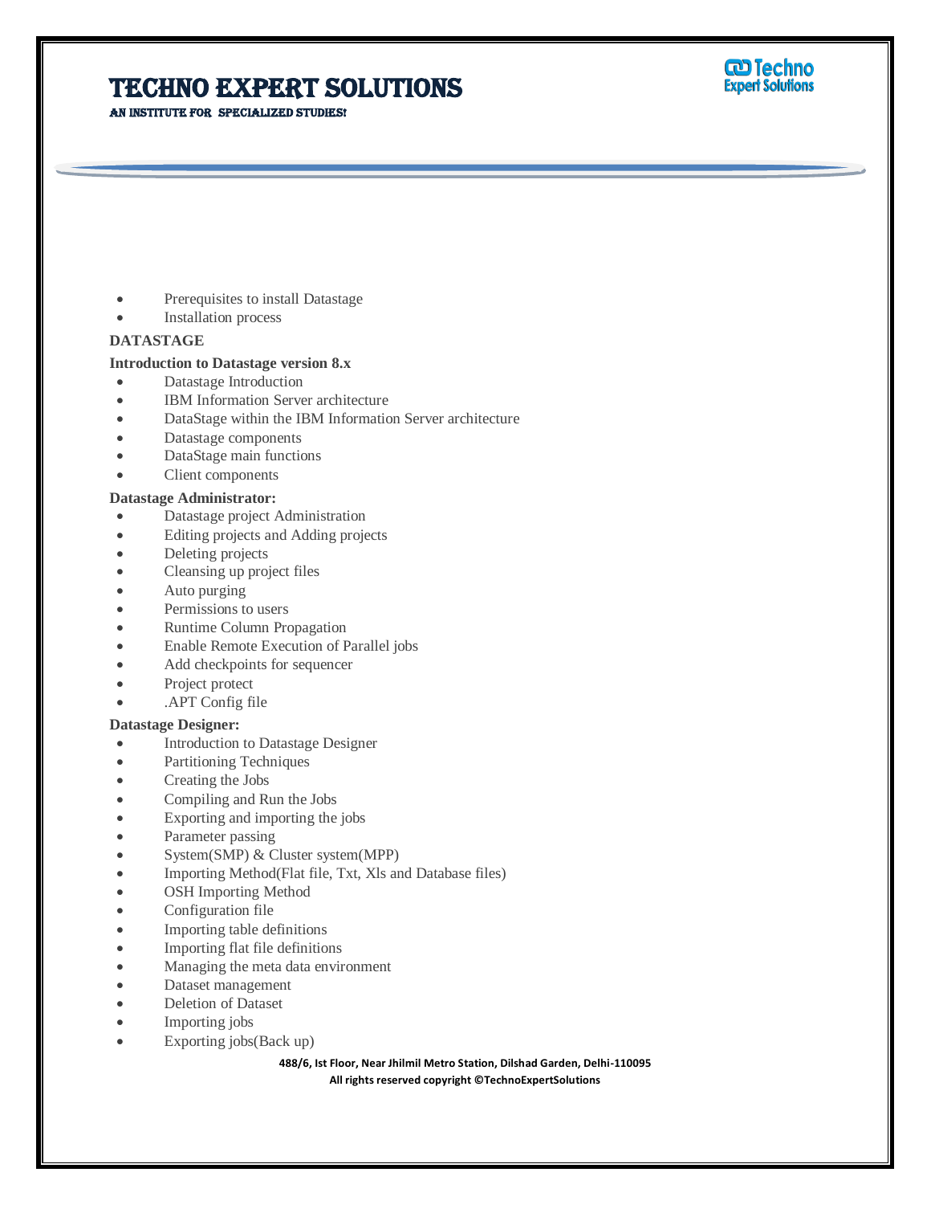- Prerequisites to install Datastage
- Installation process

**DATASTAGE**

**Introduction to Datastage version 8.x**

- Datastage Introduction
- IBM Information Server architecture
- DataStage within the IBM Information Server architecture
- Datastage components
- DataStage main functions
- Client components

**Datastage Administrator:**

- Datastage project Administration
- Editing projects and Adding projects
- Deleting projects
- Cleansing up project files
- Auto purging
- Permissions to users
- Runtime Column Propagation
- Enable Remote Execution of Parallel jobs
- Add checkpoints for sequencer
- Project protect
- .APT Config file

**Datastage Designer:**

- Introduction to Datastage Designer
- Partitioning Techniques
- Creating the Jobs
- Compiling and Run the Jobs
- Exporting and importing the jobs
- Parameter passing
- System(SMP) & Cluster system(MPP)
- Importing Method(Flat file, Txt, Xls and Database files)
- OSH Importing Method
- Configuration file
- Importing table definitions
- Importing flat file definitions
- Managing the meta data environment
- Dataset management
- Deletion of Dataset
- Importing jobs
- Exporting jobs(Back up)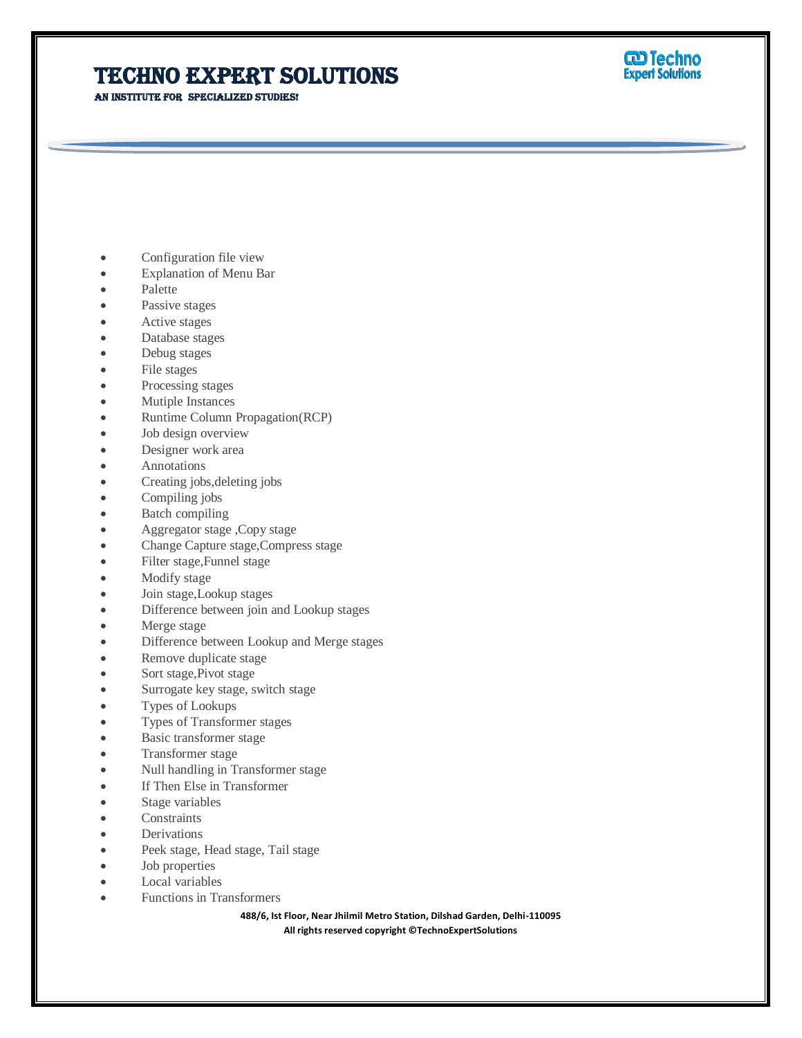- Configuration file view
- Explanation of Menu Bar
- Palette
- Passive stages
- Active stages
- Database stages
- Debug stages
- File stages
- Processing stages
- Mutiple Instances
- Runtime Column Propagation(RCP)
- Job design overview
- Designer work area
- Annotations
- Creating jobs,deleting jobs
- Compiling jobs
- Batch compiling
- Aggregator stage ,Copy stage
- Change Capture stage,Compress stage
- Filter stage,Funnel stage
- Modify stage
- Join stage,Lookup stages
- Difference between join and Lookup stages
- Merge stage
- Difference between Lookup and Merge stages
- Remove duplicate stage
- Sort stage,Pivot stage
- Surrogate key stage, switch stage
- Types of Lookups
- Types of Transformer stages
- Basic transformer stage
- Transformer stage
- Null handling in Transformer stage
- If Then Else in Transformer
- Stage variables
- Constraints
- Derivations
- Peek stage, Head stage, Tail stage
- Job properties
- Local variables
- Functions in Transformers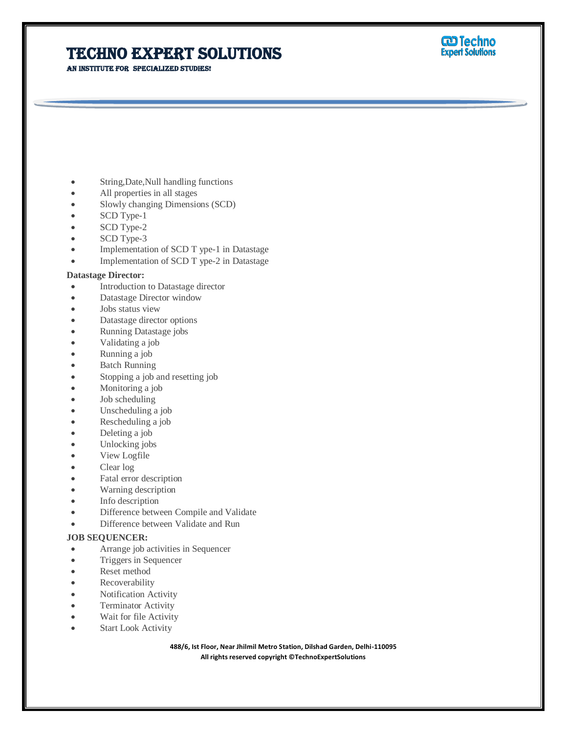- String,Date,Null handling functions
- All properties in all stages
- Slowly changing Dimensions (SCD)
- SCD Type-1
- SCD Type-2
- SCD Type-3
- Implementation of SCD T ype-1 in Datastage
- Implementation of SCD T ype-2 in Datastage

**Datastage Director:**

- Introduction to Datastage director
- Datastage Director window
- Jobs status view
- Datastage director options
- Running Datastage jobs
- Validating a job
- Running a job
- Batch Running
- Stopping a job and resetting job
- Monitoring a job
- Job scheduling
- Unscheduling a job
- Rescheduling a job
- Deleting a job
- Unlocking jobs
- View Logfile
- Clear log
- Fatal error description
- Warning description
- Info description
- Difference between Compile and Validate
- Difference between Validate and Run

**JOB SEQUENCER:**

- Arrange job activities in Sequencer
- Triggers in Sequencer
- Reset method
- Recoverability
- Notification Activity
- Terminator Activity
- Wait for file Activity
- Start Look Activity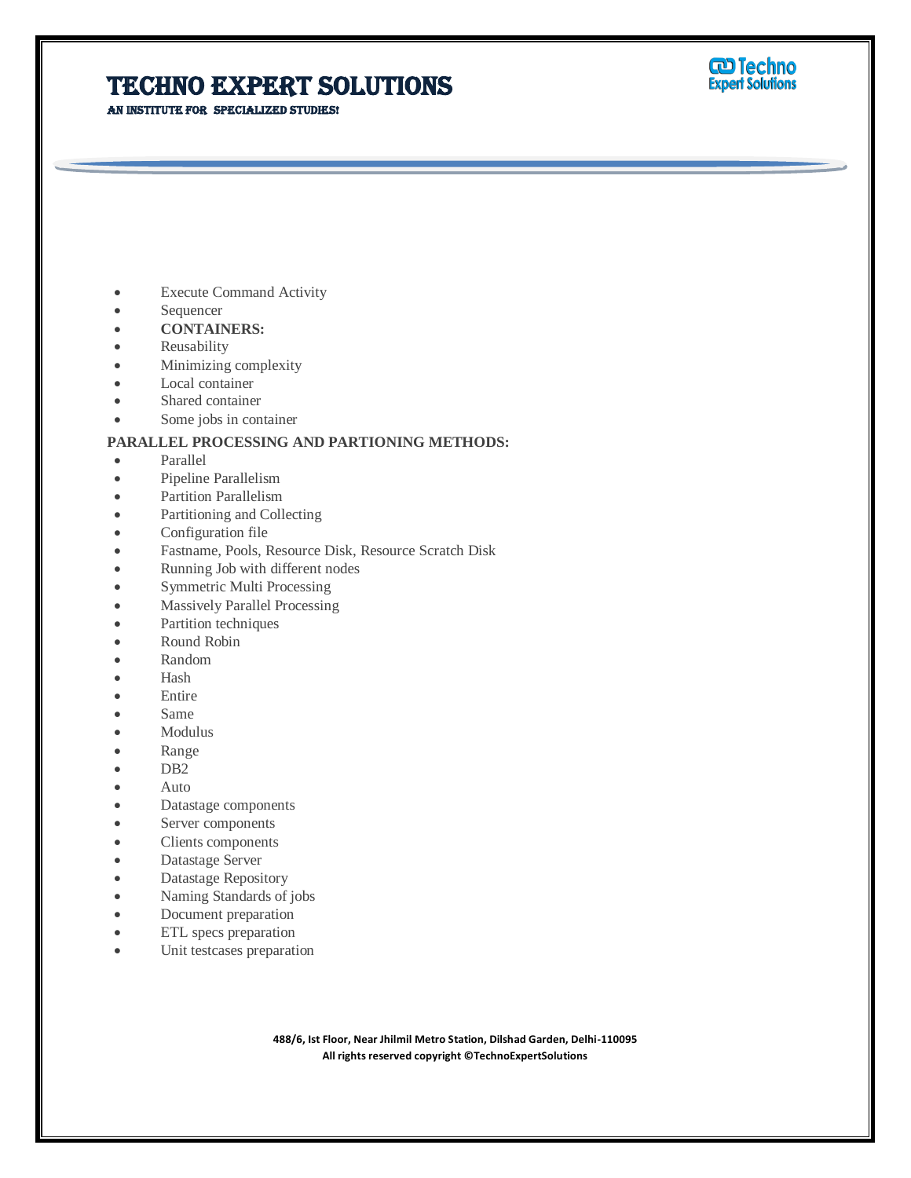- Execute Command Activity
- Sequencer
- **CONTAINERS:**
- Reusability
- Minimizing complexity
- Local container
- Shared container
- Some jobs in container

**PARALLEL PROCESSING AND PARTIONING METHODS:**

- Parallel
- Pipeline Parallelism
- Partition Parallelism
- Partitioning and Collecting
- Configuration file
- Fastname, Pools, Resource Disk, Resource Scratch Disk
- Running Job with different nodes
- Symmetric Multi Processing
- Massively Parallel Processing
- Partition techniques
- Round Robin
- Random
- Hash
- Entire
- Same
- Modulus
- Range
- DB2
- Auto
- Datastage components
- Server components
- Clients components
- Datastage Server
- Datastage Repository
- Naming Standards of jobs
- Document preparation
- ETL specs preparation
- Unit testcases preparation